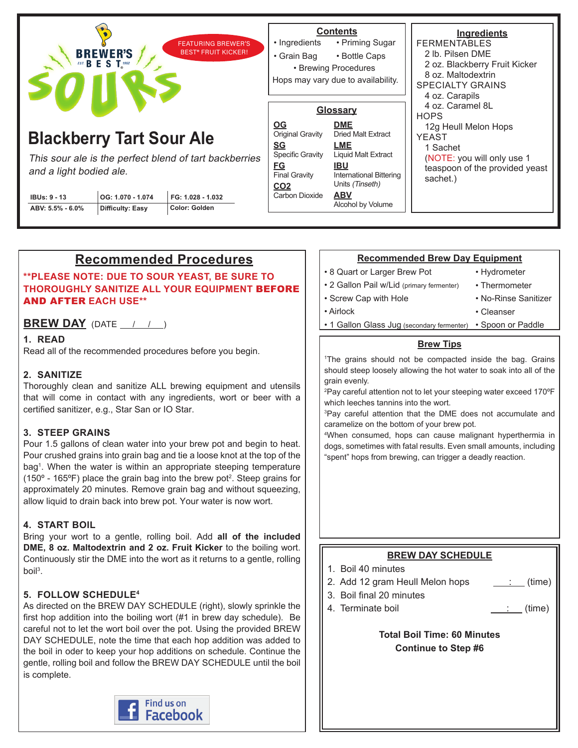BREWER'S BEST SOURS

FEATURING BREWER'S BEST® FRUIT KICKER!

# Blackberry Tart Sour Ale

*This sour ale is the perfect blend of tart backberries and a light bodied ale.*

| IBUs: 9 - 13 | OG: 1.070 - 1.074 | FG: 1.028 - 1.032 |
|---|---|---|
| ABV: 5.5% - 6.0% | Difficulty: Easy | Color: Golden |

## Contents

- Ingredients
- Priming Sugar
- Grain Bag
- Bottle Caps
- Brewing Procedures

Hops may vary due to availability.

## Glossary

- **OG** Original Gravity
- **SG** Specific Gravity
- **FG** Final Gravity
- **CO2** Carbon Dioxide
- **DME** Dried Malt Extract
- **LME** Liquid Malt Extract
- **IBU** International Bittering Units *(Tinseth)*
- **ABV** Alcohol by Volume

## Ingredients

FERMENTABLES
- 2 lb. Pilsen DME
- 2 oz. Blackberry Fruit Kicker
- 8 oz. Maltodextrin

SPECIALTY GRAINS
- 4 oz. Carapils
- 4 oz. Caramel 8L

HOPS
- 12g Heull Melon Hops

YEAST
- 1 Sachet

(NOTE: you will only use 1 teaspoon of the provided yeast sachet.)

## Recommended Procedures

**\*\*PLEASE NOTE: DUE TO SOUR YEAST, BE SURE TO THOROUGHLY SANITIZE ALL YOUR EQUIPMENT BEFORE AND AFTER EACH USE\*\***

### BREW DAY (DATE ___/___/___)

**1. READ**

Read all of the recommended procedures before you begin.

**2. SANITIZE**

Thoroughly clean and sanitize ALL brewing equipment and utensils that will come in contact with any ingredients, wort or beer with a certified sanitizer, e.g., Star San or IO Star.

**3. STEEP GRAINS**

Pour 1.5 gallons of clean water into your brew pot and begin to heat. Pour crushed grains into grain bag and tie a loose knot at the top of the bag[1]. When the water is within an appropriate steeping temperature (150º - 165ºF) place the grain bag into the brew pot[2]. Steep grains for approximately 20 minutes. Remove grain bag and without squeezing, allow liquid to drain back into brew pot. Your water is now wort.

**4. START BOIL**

Bring your wort to a gentle, rolling boil. Add **all of the included DME, 8 oz. Maltodextrin and 2 oz. Fruit Kicker** to the boiling wort. Continuously stir the DME into the wort as it returns to a gentle, rolling boil[3].

**5. FOLLOW SCHEDULE[4]**

As directed on the BREW DAY SCHEDULE (right), slowly sprinkle the first hop addition into the boiling wort (#1 in brew day schedule). Be careful not to let the wort boil over the pot. Using the provided BREW DAY SCHEDULE, note the time that each hop addition was added to the boil in oder to keep your hop additions on schedule. Continue the gentle, rolling boil and follow the BREW DAY SCHEDULE until the boil is complete.

Find us on Facebook

## Recommended Brew Day Equipment

- 8 Quart or Larger Brew Pot
- 2 Gallon Pail w/Lid (primary fermenter)
- Screw Cap with Hole
- Airlock
- 1 Gallon Glass Jug (secondary fermenter)
- Hydrometer
- Thermometer
- No-Rinse Sanitizer
- Cleanser
- Spoon or Paddle

## Brew Tips

[1]The grains should not be compacted inside the bag. Grains should steep loosely allowing the hot water to soak into all of the grain evenly.

[2]Pay careful attention not to let your steeping water exceed 170ºF which leeches tannins into the wort.

[3]Pay careful attention that the DME does not accumulate and caramelize on the bottom of your brew pot.

[4]When consumed, hops can cause malignant hyperthermia in dogs, sometimes with fatal results. Even small amounts, including "spent" hops from brewing, can trigger a deadly reaction.

## BREW DAY SCHEDULE

1. Boil 40 minutes
2. Add 12 gram Heull Melon hops ___:___ (time)
3. Boil final 20 minutes
4. Terminate boil ___:___ (time)

**Total Boil Time: 60 Minutes**

**Continue to Step #6**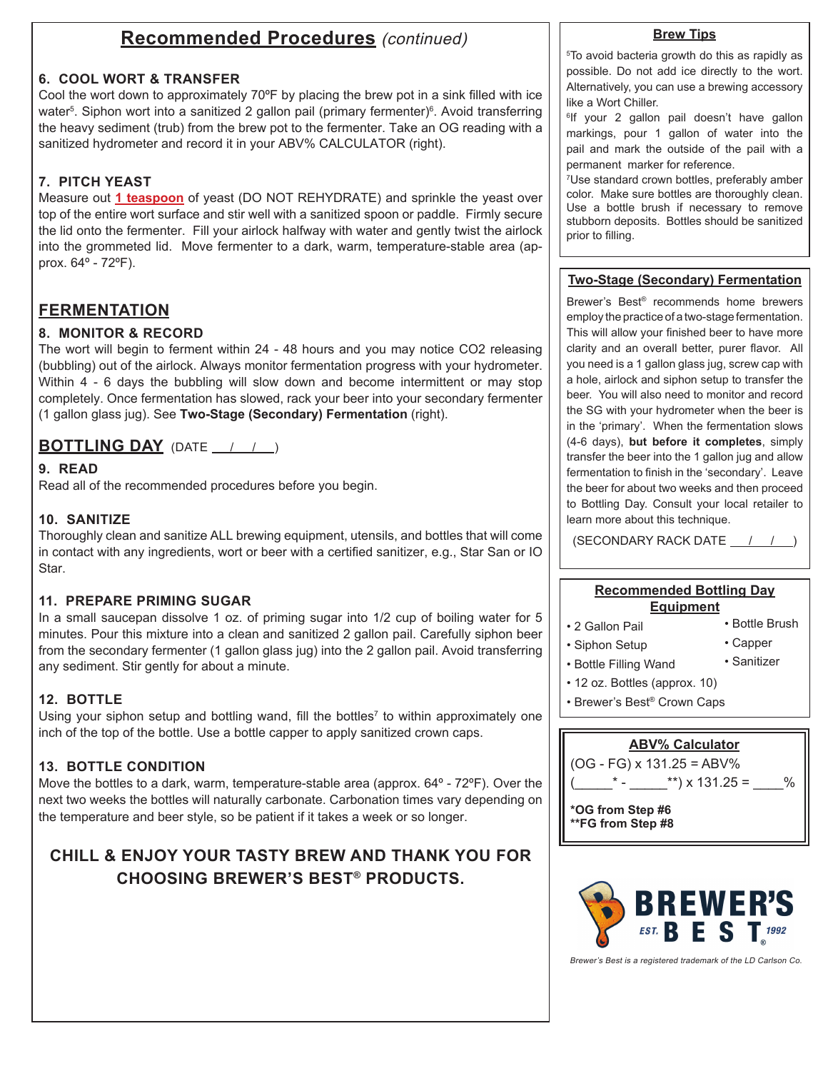# Recommended Procedures *(continued)*

### 6. COOL WORT & TRANSFER

Cool the wort down to approximately 70ºF by placing the brew pot in a sink filled with ice water[5]. Siphon wort into a sanitized 2 gallon pail (primary fermenter)[6]. Avoid transferring the heavy sediment (trub) from the brew pot to the fermenter. Take an OG reading with a sanitized hydrometer and record it in your ABV% CALCULATOR (right).

### 7. PITCH YEAST

Measure out **1 teaspoon** of yeast (DO NOT REHYDRATE) and sprinkle the yeast over top of the entire wort surface and stir well with a sanitized spoon or paddle. Firmly secure the lid onto the fermenter. Fill your airlock halfway with water and gently twist the airlock into the grommeted lid. Move fermenter to a dark, warm, temperature-stable area (approx. 64º - 72ºF).

## FERMENTATION

### 8. MONITOR & RECORD

The wort will begin to ferment within 24 - 48 hours and you may notice $CO_2$ releasing (bubbling) out of the airlock. Always monitor fermentation progress with your hydrometer. Within 4 - 6 days the bubbling will slow down and become intermittent or may stop completely. Once fermentation has slowed, rack your beer into your secondary fermenter (1 gallon glass jug). See **Two-Stage (Secondary) Fermentation** (right).

## BOTTLING DAY (DATE ___/___/___)

### 9. READ

Read all of the recommended procedures before you begin.

### 10. SANITIZE

Thoroughly clean and sanitize ALL brewing equipment, utensils, and bottles that will come in contact with any ingredients, wort or beer with a certified sanitizer, e.g., Star San or IO Star.

### 11. PREPARE PRIMING SUGAR

In a small saucepan dissolve 1 oz. of priming sugar into 1/2 cup of boiling water for 5 minutes. Pour this mixture into a clean and sanitized 2 gallon pail. Carefully siphon beer from the secondary fermenter (1 gallon glass jug) into the 2 gallon pail. Avoid transferring any sediment. Stir gently for about a minute.

### 12. BOTTLE

Using your siphon setup and bottling wand, fill the bottles[7] to within approximately one inch of the top of the bottle. Use a bottle capper to apply sanitized crown caps.

### 13. BOTTLE CONDITION

Move the bottles to a dark, warm, temperature-stable area (approx. 64º - 72ºF). Over the next two weeks the bottles will naturally carbonate. Carbonation times vary depending on the temperature and beer style, so be patient if it takes a week or so longer.

**CHILL & ENJOY YOUR TASTY BREW AND THANK YOU FOR CHOOSING BREWER'S BEST® PRODUCTS.**

## Brew Tips

[5]To avoid bacteria growth do this as rapidly as possible. Do not add ice directly to the wort. Alternatively, you can use a brewing accessory like a Wort Chiller.

[6]If your 2 gallon pail doesn't have gallon markings, pour 1 gallon of water into the pail and mark the outside of the pail with a permanent marker for reference.

[7]Use standard crown bottles, preferably amber color. Make sure bottles are thoroughly clean. Use a bottle brush if necessary to remove stubborn deposits. Bottles should be sanitized prior to filling.

## Two-Stage (Secondary) Fermentation

Brewer's Best® recommends home brewers employ the practice of a two-stage fermentation. This will allow your finished beer to have more clarity and an overall better, purer flavor. All you need is a 1 gallon glass jug, screw cap with a hole, airlock and siphon setup to transfer the beer. You will also need to monitor and record the SG with your hydrometer when the beer is in the 'primary'. When the fermentation slows (4-6 days), **but before it completes**, simply transfer the beer into the 1 gallon jug and allow fermentation to finish in the 'secondary'. Leave the beer for about two weeks and then proceed to Bottling Day. Consult your local retailer to learn more about this technique.

(SECONDARY RACK DATE ___/___/___)

## Recommended Bottling Day Equipment

- 2 Gallon Pail
- Siphon Setup
- Bottle Filling Wand
- 12 oz. Bottles (approx. 10)
- Brewer's Best® Crown Caps
- Bottle Brush
- Capper
- Sanitizer

## ABV% Calculator

(OG - FG) x 131.25 = ABV%

(_____* - _____**) x 131.25 = ____%

**\*OG from Step #6**
**\*\*FG from Step #8**

BREWER'S BEST EST. 1992

*Brewer's Best is a registered trademark of the LD Carlson Co.*